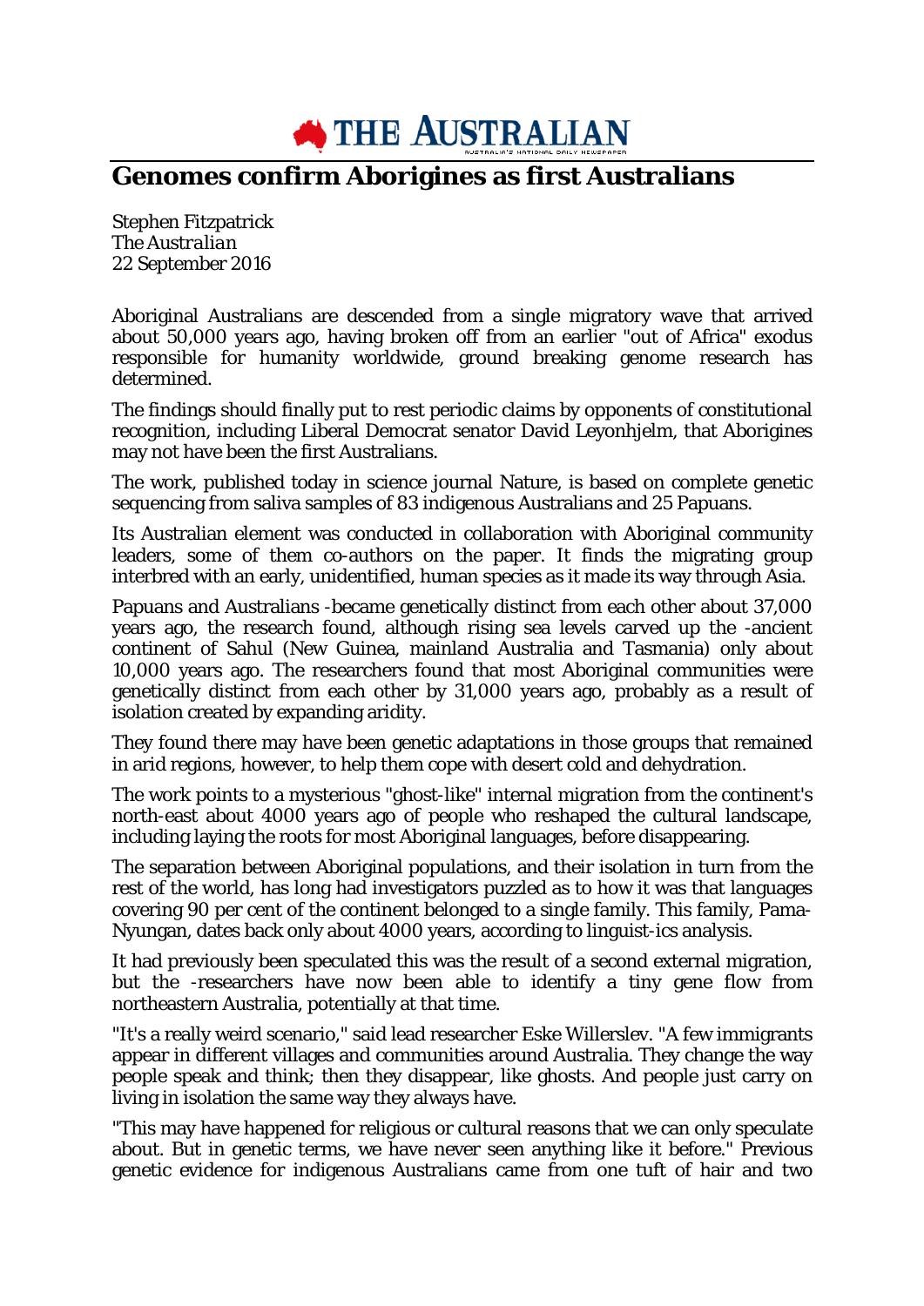# Genomes confirm Aborigines as first Australians

Stephen Fitzpatrick
*The Australian*
22 September 2016

Aboriginal Australians are descended from a single migratory wave that arrived about 50,000 years ago, having broken off from an earlier "out of Africa" exodus responsible for humanity worldwide, ground breaking genome research has determined.

The findings should finally put to rest periodic claims by opponents of constitutional recognition, including Liberal Democrat senator David Leyonhjelm, that Aborigines may not have been the first Australians.

The work, published today in science journal Nature, is based on complete genetic sequencing from saliva samples of 83 indigenous Australians and 25 Papuans.

Its Australian element was conducted in collaboration with Aboriginal community leaders, some of them co-authors on the paper. It finds the migrating group interbred with an early, unidentified, human species as it made its way through Asia.

Papuans and Australians -became genetically distinct from each other about 37,000 years ago, the research found, although rising sea levels carved up the -ancient continent of Sahul (New Guinea, mainland Australia and Tasmania) only about 10,000 years ago. The researchers found that most Aboriginal communities were genetically distinct from each other by 31,000 years ago, probably as a result of isolation created by expanding aridity.

They found there may have been genetic adaptations in those groups that remained in arid regions, however, to help them cope with desert cold and dehydration.

The work points to a mysterious "ghost-like" internal migration from the continent's north-east about 4000 years ago of people who reshaped the cultural landscape, including laying the roots for most Aboriginal languages, before disappearing.

The separation between Aboriginal populations, and their isolation in turn from the rest of the world, has long had investigators puzzled as to how it was that languages covering 90 per cent of the continent belonged to a single family. This family, Pama-Nyungan, dates back only about 4000 years, according to linguist-ics analysis.

It had previously been speculated this was the result of a second external migration, but the -researchers have now been able to identify a tiny gene flow from northeastern Australia, potentially at that time.

"It's a really weird scenario," said lead researcher Eske Willerslev. "A few immigrants appear in different villages and communities around Australia. They change the way people speak and think; then they disappear, like ghosts. And people just carry on living in isolation the same way they always have.

"This may have happened for religious or cultural reasons that we can only speculate about. But in genetic terms, we have never seen anything like it before." Previous genetic evidence for indigenous Australians came from one tuft of hair and two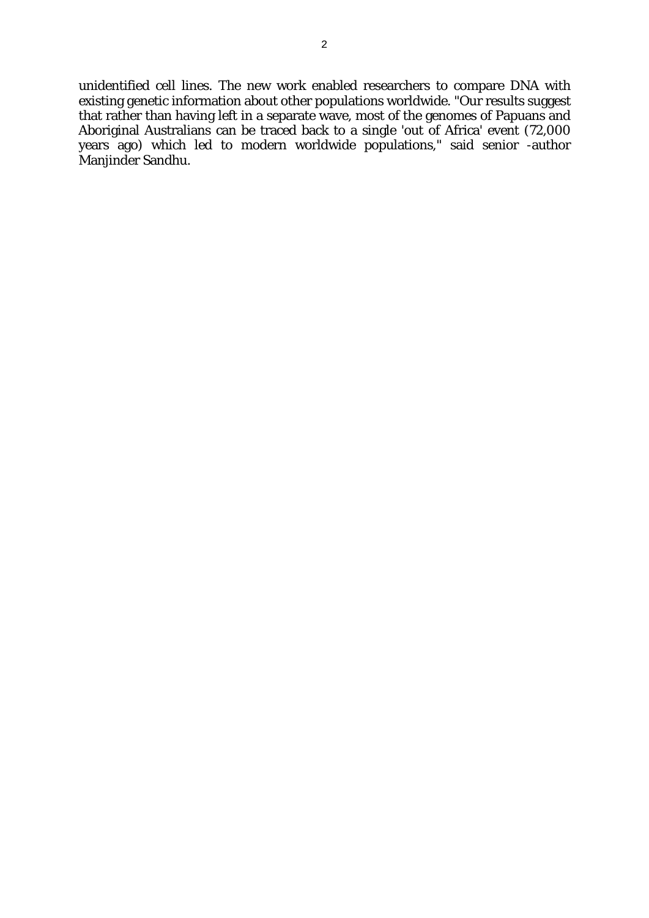unidentified cell lines. The new work enabled researchers to compare DNA with existing genetic information about other populations worldwide. "Our results suggest that rather than having left in a separate wave, most of the genomes of Papuans and Aboriginal Australians can be traced back to a single 'out of Africa' event (72,000 years ago) which led to modern worldwide populations," said senior -author Manjinder Sandhu.